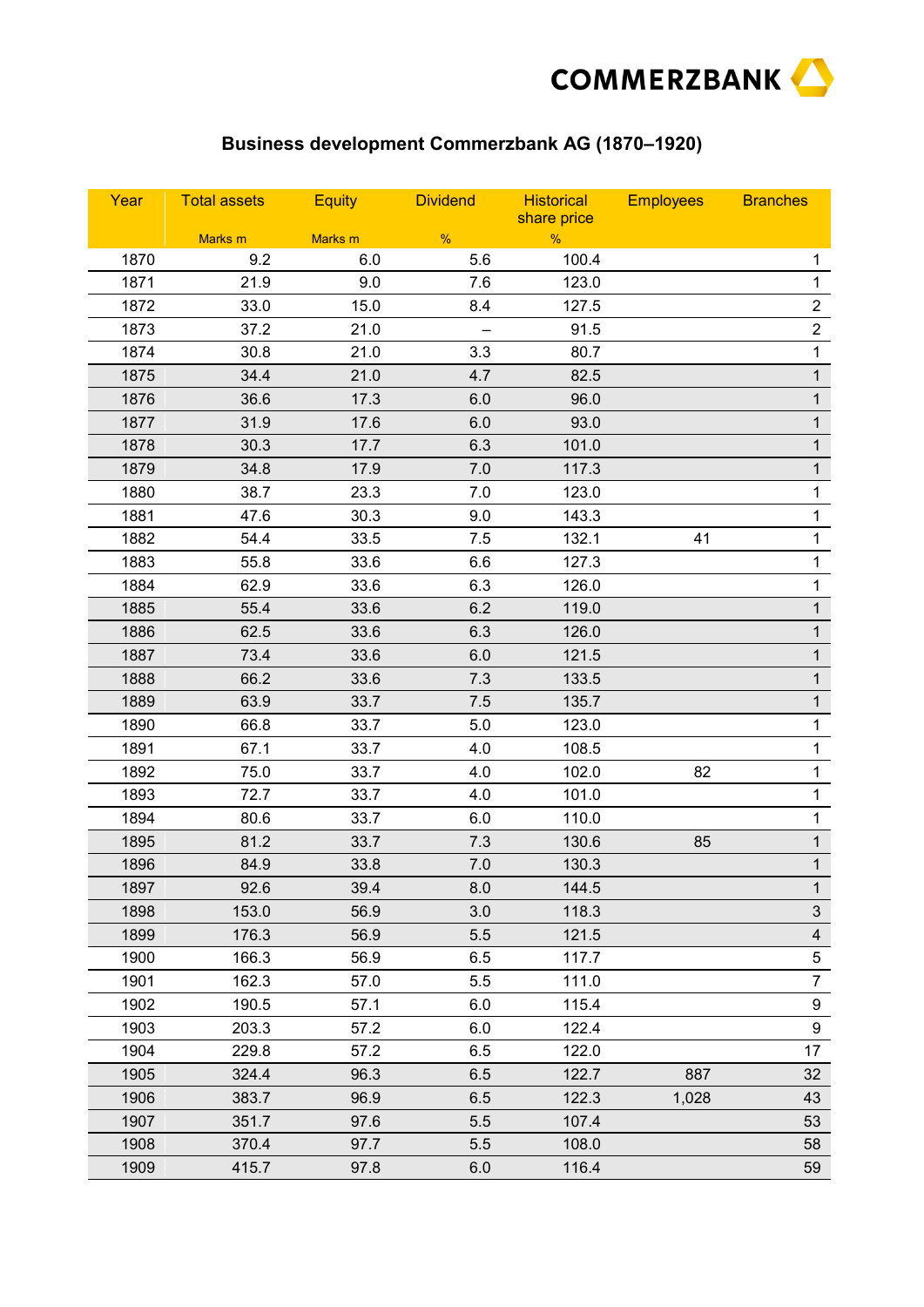# Business development Commerzbank AG (1870–1920)

| Year | Total assets | Equity | Dividend | Historical share price | Employees | Branches |
|---|---|---|---|---|---|---|
| | Marks m | Marks m | % | % | | |
| 1870 | 9.2 | 6.0 | 5.6 | 100.4 | | 1 |
| 1871 | 21.9 | 9.0 | 7.6 | 123.0 | | 1 |
| 1872 | 33.0 | 15.0 | 8.4 | 127.5 | | 2 |
| 1873 | 37.2 | 21.0 | – | 91.5 | | 2 |
| 1874 | 30.8 | 21.0 | 3.3 | 80.7 | | 1 |
| 1875 | 34.4 | 21.0 | 4.7 | 82.5 | | 1 |
| 1876 | 36.6 | 17.3 | 6.0 | 96.0 | | 1 |
| 1877 | 31.9 | 17.6 | 6.0 | 93.0 | | 1 |
| 1878 | 30.3 | 17.7 | 6.3 | 101.0 | | 1 |
| 1879 | 34.8 | 17.9 | 7.0 | 117.3 | | 1 |
| 1880 | 38.7 | 23.3 | 7.0 | 123.0 | | 1 |
| 1881 | 47.6 | 30.3 | 9.0 | 143.3 | | 1 |
| 1882 | 54.4 | 33.5 | 7.5 | 132.1 | 41 | 1 |
| 1883 | 55.8 | 33.6 | 6.6 | 127.3 | | 1 |
| 1884 | 62.9 | 33.6 | 6.3 | 126.0 | | 1 |
| 1885 | 55.4 | 33.6 | 6.2 | 119.0 | | 1 |
| 1886 | 62.5 | 33.6 | 6.3 | 126.0 | | 1 |
| 1887 | 73.4 | 33.6 | 6.0 | 121.5 | | 1 |
| 1888 | 66.2 | 33.6 | 7.3 | 133.5 | | 1 |
| 1889 | 63.9 | 33.7 | 7.5 | 135.7 | | 1 |
| 1890 | 66.8 | 33.7 | 5.0 | 123.0 | | 1 |
| 1891 | 67.1 | 33.7 | 4.0 | 108.5 | | 1 |
| 1892 | 75.0 | 33.7 | 4.0 | 102.0 | 82 | 1 |
| 1893 | 72.7 | 33.7 | 4.0 | 101.0 | | 1 |
| 1894 | 80.6 | 33.7 | 6.0 | 110.0 | | 1 |
| 1895 | 81.2 | 33.7 | 7.3 | 130.6 | 85 | 1 |
| 1896 | 84.9 | 33.8 | 7.0 | 130.3 | | 1 |
| 1897 | 92.6 | 39.4 | 8.0 | 144.5 | | 1 |
| 1898 | 153.0 | 56.9 | 3.0 | 118.3 | | 3 |
| 1899 | 176.3 | 56.9 | 5.5 | 121.5 | | 4 |
| 1900 | 166.3 | 56.9 | 6.5 | 117.7 | | 5 |
| 1901 | 162.3 | 57.0 | 5.5 | 111.0 | | 7 |
| 1902 | 190.5 | 57.1 | 6.0 | 115.4 | | 9 |
| 1903 | 203.3 | 57.2 | 6.0 | 122.4 | | 9 |
| 1904 | 229.8 | 57.2 | 6.5 | 122.0 | | 17 |
| 1905 | 324.4 | 96.3 | 6.5 | 122.7 | 887 | 32 |
| 1906 | 383.7 | 96.9 | 6.5 | 122.3 | 1,028 | 43 |
| 1907 | 351.7 | 97.6 | 5.5 | 107.4 | | 53 |
| 1908 | 370.4 | 97.7 | 5.5 | 108.0 | | 58 |
| 1909 | 415.7 | 97.8 | 6.0 | 116.4 | | 59 |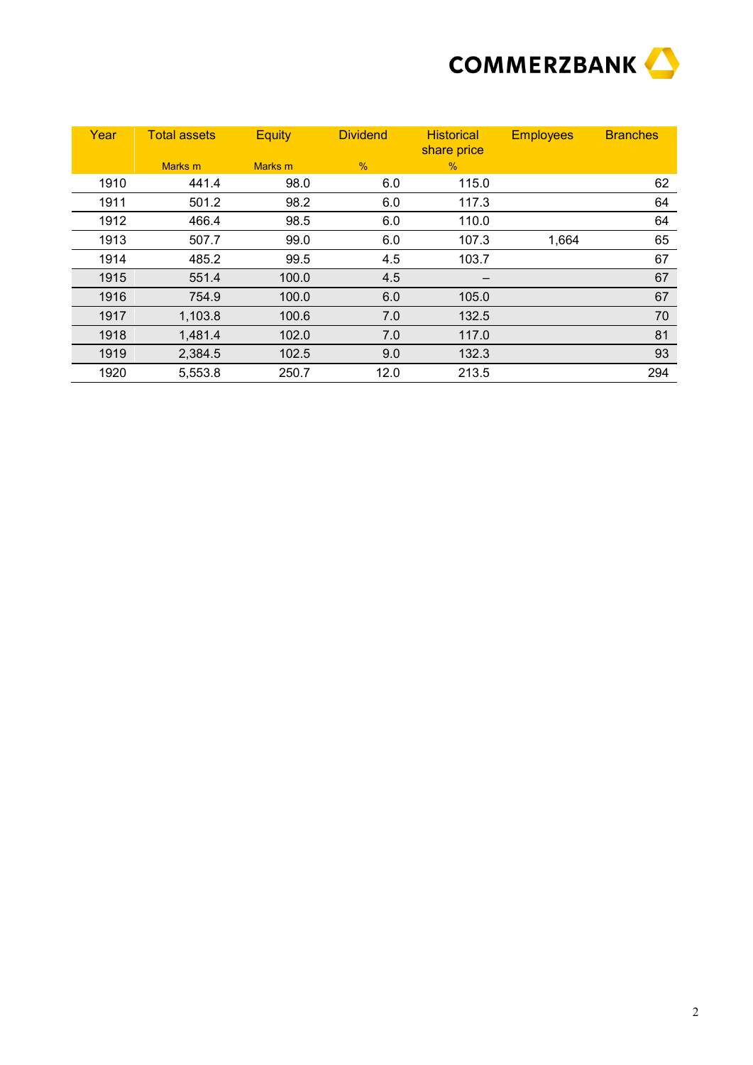| Year | Total assets<br>Marks m | Equity<br>Marks m | Dividend<br>% | Historical share price<br>% | Employees | Branches |
|---|---|---|---|---|---|---|
| 1910 | 441.4 | 98.0 | 6.0 | 115.0 | | 62 |
| 1911 | 501.2 | 98.2 | 6.0 | 117.3 | | 64 |
| 1912 | 466.4 | 98.5 | 6.0 | 110.0 | | 64 |
| 1913 | 507.7 | 99.0 | 6.0 | 107.3 | 1,664 | 65 |
| 1914 | 485.2 | 99.5 | 4.5 | 103.7 | | 67 |
| 1915 | 551.4 | 100.0 | 4.5 | – | | 67 |
| 1916 | 754.9 | 100.0 | 6.0 | 105.0 | | 67 |
| 1917 | 1,103.8 | 100.6 | 7.0 | 132.5 | | 70 |
| 1918 | 1,481.4 | 102.0 | 7.0 | 117.0 | | 81 |
| 1919 | 2,384.5 | 102.5 | 9.0 | 132.3 | | 93 |
| 1920 | 5,553.8 | 250.7 | 12.0 | 213.5 | | 294 |